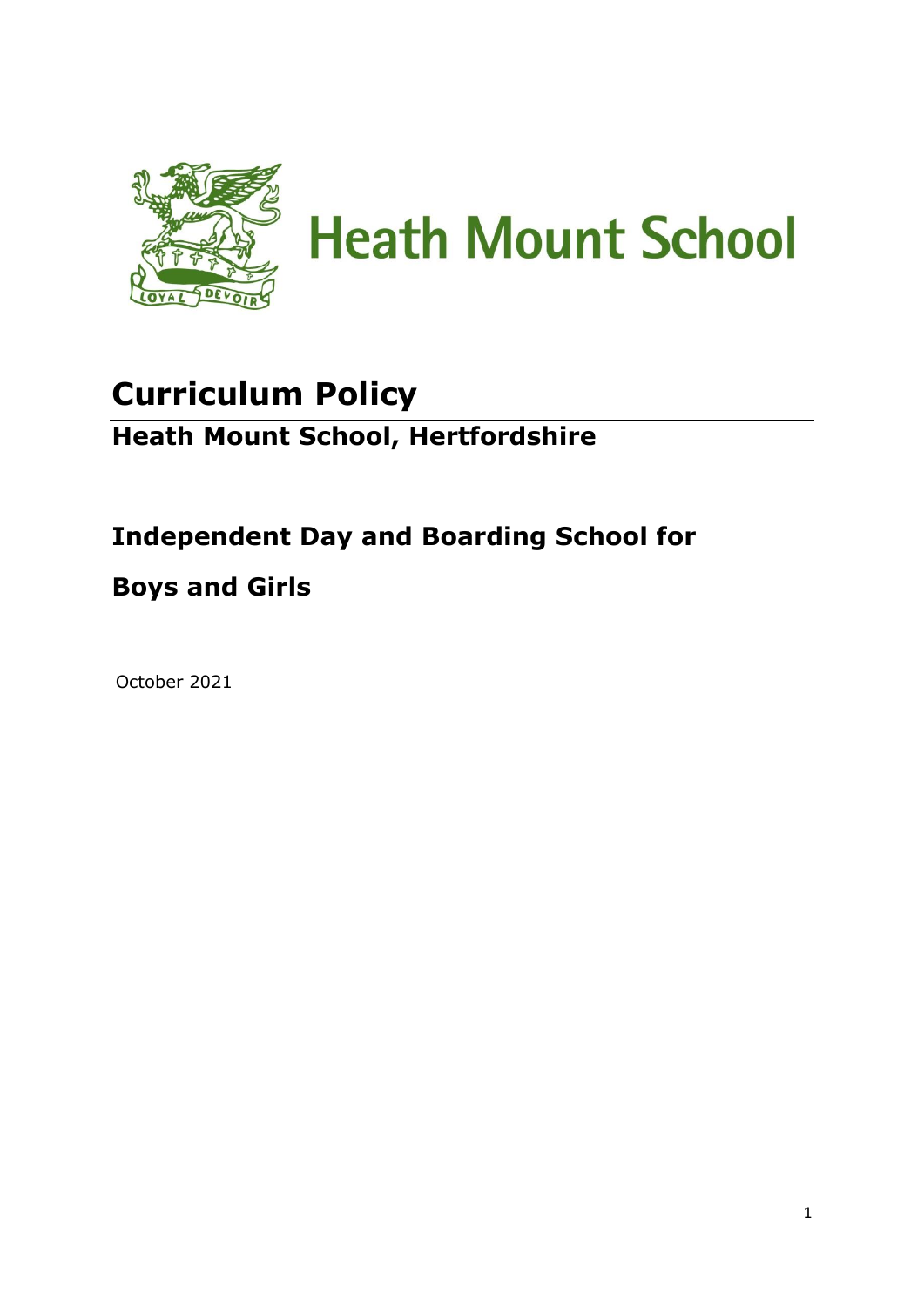# Heath Mount School

# Curriculum Policy

## Heath Mount School, Hertfordshire

## Independent Day and Boarding School for Boys and Girls

October 2021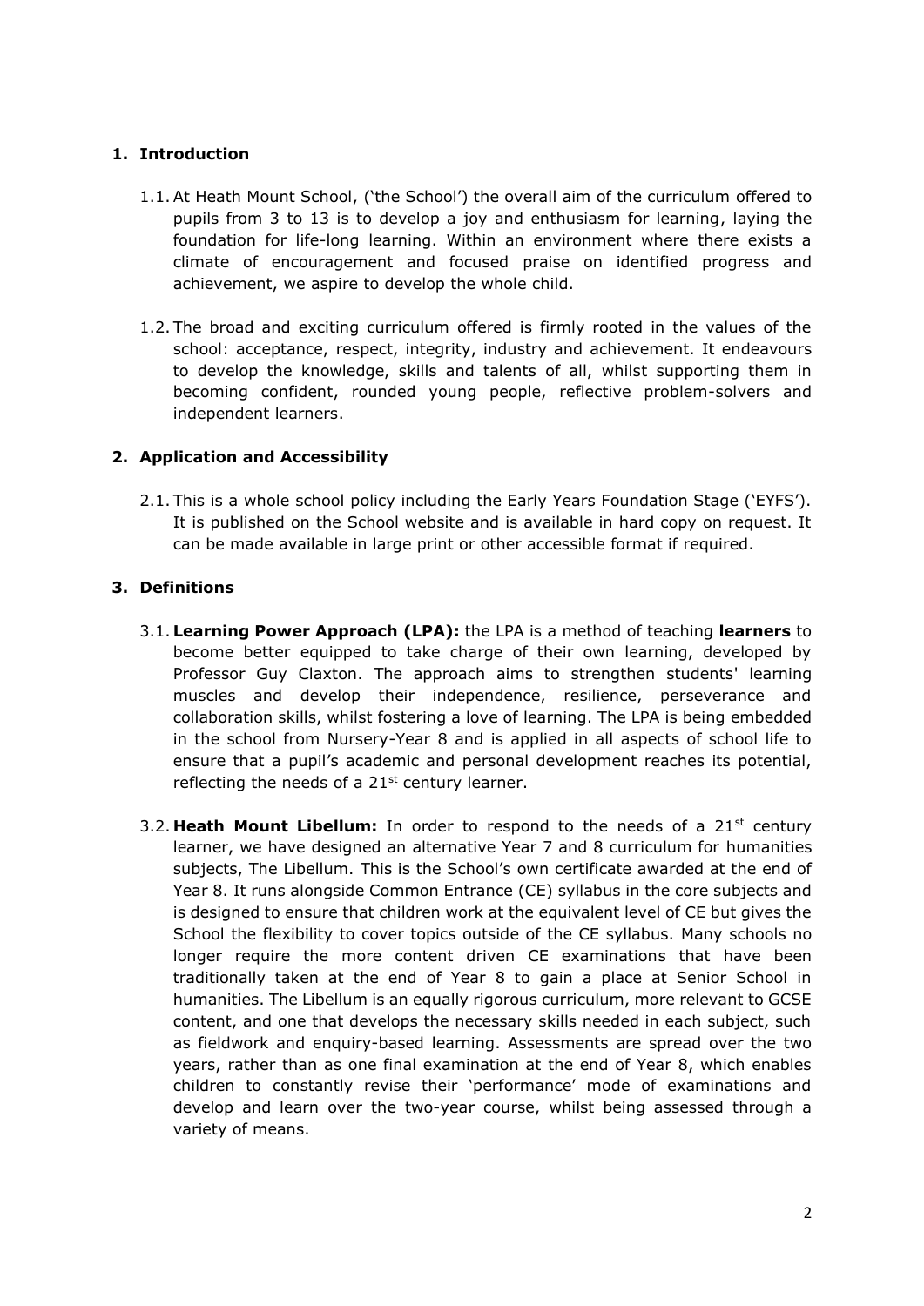## 1. Introduction

1.1. At Heath Mount School, ('the School') the overall aim of the curriculum offered to pupils from 3 to 13 is to develop a joy and enthusiasm for learning, laying the foundation for life-long learning. Within an environment where there exists a climate of encouragement and focused praise on identified progress and achievement, we aspire to develop the whole child.

1.2. The broad and exciting curriculum offered is firmly rooted in the values of the school: acceptance, respect, integrity, industry and achievement. It endeavours to develop the knowledge, skills and talents of all, whilst supporting them in becoming confident, rounded young people, reflective problem-solvers and independent learners.

## 2. Application and Accessibility

2.1. This is a whole school policy including the Early Years Foundation Stage ('EYFS'). It is published on the School website and is available in hard copy on request. It can be made available in large print or other accessible format if required.

## 3. Definitions

3.1. **Learning Power Approach (LPA):** the LPA is a method of teaching **learners** to become better equipped to take charge of their own learning, developed by Professor Guy Claxton. The approach aims to strengthen students' learning muscles and develop their independence, resilience, perseverance and collaboration skills, whilst fostering a love of learning. The LPA is being embedded in the school from Nursery-Year 8 and is applied in all aspects of school life to ensure that a pupil's academic and personal development reaches its potential, reflecting the needs of a 21st century learner.

3.2. **Heath Mount Libellum:** In order to respond to the needs of a 21st century learner, we have designed an alternative Year 7 and 8 curriculum for humanities subjects, The Libellum. This is the School's own certificate awarded at the end of Year 8. It runs alongside Common Entrance (CE) syllabus in the core subjects and is designed to ensure that children work at the equivalent level of CE but gives the School the flexibility to cover topics outside of the CE syllabus. Many schools no longer require the more content driven CE examinations that have been traditionally taken at the end of Year 8 to gain a place at Senior School in humanities. The Libellum is an equally rigorous curriculum, more relevant to GCSE content, and one that develops the necessary skills needed in each subject, such as fieldwork and enquiry-based learning. Assessments are spread over the two years, rather than as one final examination at the end of Year 8, which enables children to constantly revise their 'performance' mode of examinations and develop and learn over the two-year course, whilst being assessed through a variety of means.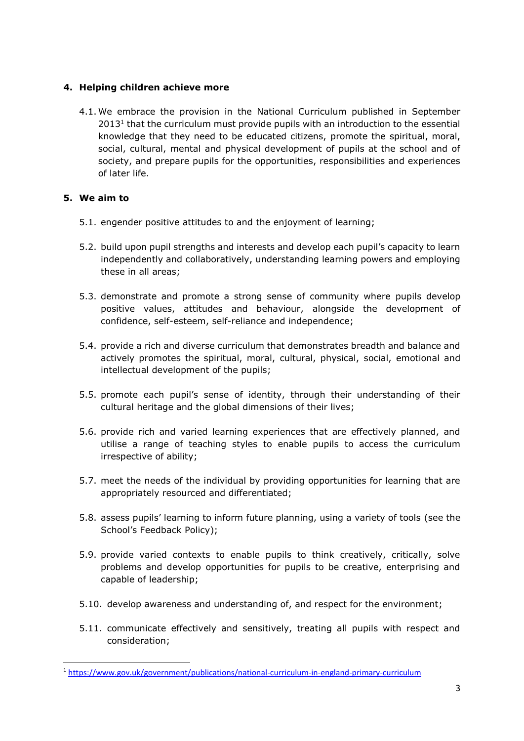## 4. Helping children achieve more

4.1. We embrace the provision in the National Curriculum published in September 2013[1] that the curriculum must provide pupils with an introduction to the essential knowledge that they need to be educated citizens, promote the spiritual, moral, social, cultural, mental and physical development of pupils at the school and of society, and prepare pupils for the opportunities, responsibilities and experiences of later life.

## 5. We aim to

5.1. engender positive attitudes to and the enjoyment of learning;

5.2. build upon pupil strengths and interests and develop each pupil's capacity to learn independently and collaboratively, understanding learning powers and employing these in all areas;

5.3. demonstrate and promote a strong sense of community where pupils develop positive values, attitudes and behaviour, alongside the development of confidence, self-esteem, self-reliance and independence;

5.4. provide a rich and diverse curriculum that demonstrates breadth and balance and actively promotes the spiritual, moral, cultural, physical, social, emotional and intellectual development of the pupils;

5.5. promote each pupil's sense of identity, through their understanding of their cultural heritage and the global dimensions of their lives;

5.6. provide rich and varied learning experiences that are effectively planned, and utilise a range of teaching styles to enable pupils to access the curriculum irrespective of ability;

5.7. meet the needs of the individual by providing opportunities for learning that are appropriately resourced and differentiated;

5.8. assess pupils' learning to inform future planning, using a variety of tools (see the School's Feedback Policy);

5.9. provide varied contexts to enable pupils to think creatively, critically, solve problems and develop opportunities for pupils to be creative, enterprising and capable of leadership;

5.10. develop awareness and understanding of, and respect for the environment;

5.11. communicate effectively and sensitively, treating all pupils with respect and consideration;

---

[1] https://www.gov.uk/government/publications/national-curriculum-in-england-primary-curriculum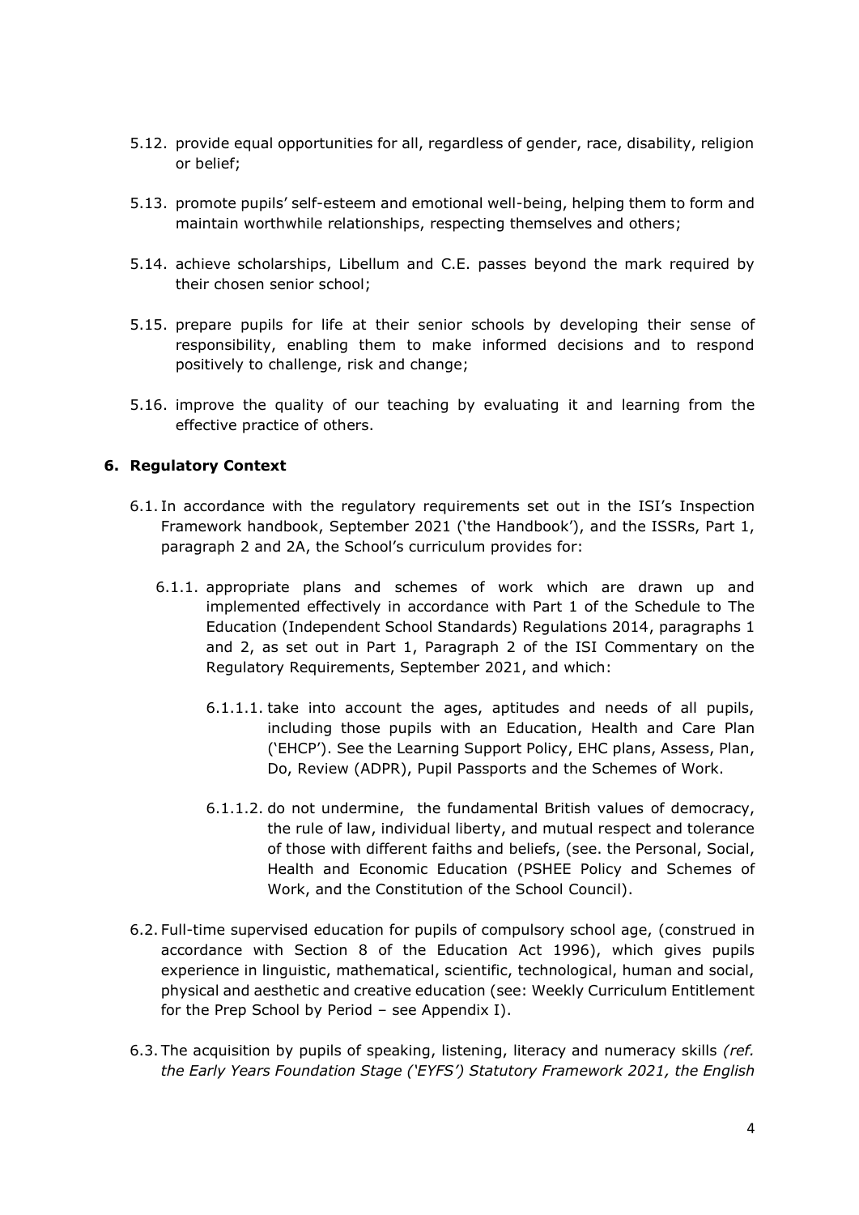5.12. provide equal opportunities for all, regardless of gender, race, disability, religion or belief;

5.13. promote pupils' self-esteem and emotional well-being, helping them to form and maintain worthwhile relationships, respecting themselves and others;

5.14. achieve scholarships, Libellum and C.E. passes beyond the mark required by their chosen senior school;

5.15. prepare pupils for life at their senior schools by developing their sense of responsibility, enabling them to make informed decisions and to respond positively to challenge, risk and change;

5.16. improve the quality of our teaching by evaluating it and learning from the effective practice of others.

## 6. Regulatory Context

6.1. In accordance with the regulatory requirements set out in the ISI's Inspection Framework handbook, September 2021 ('the Handbook'), and the ISSRs, Part 1, paragraph 2 and 2A, the School's curriculum provides for:

6.1.1. appropriate plans and schemes of work which are drawn up and implemented effectively in accordance with Part 1 of the Schedule to The Education (Independent School Standards) Regulations 2014, paragraphs 1 and 2, as set out in Part 1, Paragraph 2 of the ISI Commentary on the Regulatory Requirements, September 2021, and which:

6.1.1.1. take into account the ages, aptitudes and needs of all pupils, including those pupils with an Education, Health and Care Plan ('EHCP'). See the Learning Support Policy, EHC plans, Assess, Plan, Do, Review (ADPR), Pupil Passports and the Schemes of Work.

6.1.1.2. do not undermine, the fundamental British values of democracy, the rule of law, individual liberty, and mutual respect and tolerance of those with different faiths and beliefs, (see. the Personal, Social, Health and Economic Education (PSHEE Policy and Schemes of Work, and the Constitution of the School Council).

6.2. Full-time supervised education for pupils of compulsory school age, (construed in accordance with Section 8 of the Education Act 1996), which gives pupils experience in linguistic, mathematical, scientific, technological, human and social, physical and aesthetic and creative education (see: Weekly Curriculum Entitlement for the Prep School by Period – see Appendix I).

6.3. The acquisition by pupils of speaking, listening, literacy and numeracy skills *(ref. the Early Years Foundation Stage ('EYFS') Statutory Framework 2021, the English*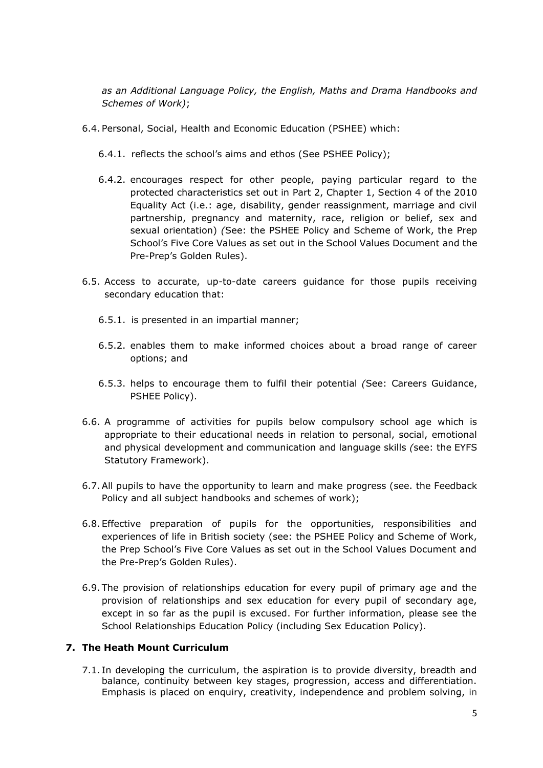*as an Additional Language Policy, the English, Maths and Drama Handbooks and Schemes of Work)*;

6.4. Personal, Social, Health and Economic Education (PSHEE) which:

6.4.1. reflects the school's aims and ethos (See PSHEE Policy);

6.4.2. encourages respect for other people, paying particular regard to the protected characteristics set out in Part 2, Chapter 1, Section 4 of the 2010 Equality Act (i.e.: age, disability, gender reassignment, marriage and civil partnership, pregnancy and maternity, race, religion or belief, sex and sexual orientation) *(*See: the PSHEE Policy and Scheme of Work, the Prep School's Five Core Values as set out in the School Values Document and the Pre-Prep's Golden Rules).

6.5. Access to accurate, up-to-date careers guidance for those pupils receiving secondary education that:

6.5.1. is presented in an impartial manner;

6.5.2. enables them to make informed choices about a broad range of career options; and

6.5.3. helps to encourage them to fulfil their potential *(*See: Careers Guidance, PSHEE Policy).

6.6. A programme of activities for pupils below compulsory school age which is appropriate to their educational needs in relation to personal, social, emotional and physical development and communication and language skills *(*see: the EYFS Statutory Framework).

6.7. All pupils to have the opportunity to learn and make progress (see. the Feedback Policy and all subject handbooks and schemes of work);

6.8. Effective preparation of pupils for the opportunities, responsibilities and experiences of life in British society (see: the PSHEE Policy and Scheme of Work, the Prep School's Five Core Values as set out in the School Values Document and the Pre-Prep's Golden Rules).

6.9. The provision of relationships education for every pupil of primary age and the provision of relationships and sex education for every pupil of secondary age, except in so far as the pupil is excused. For further information, please see the School Relationships Education Policy (including Sex Education Policy).

## 7. The Heath Mount Curriculum

7.1. In developing the curriculum, the aspiration is to provide diversity, breadth and balance, continuity between key stages, progression, access and differentiation. Emphasis is placed on enquiry, creativity, independence and problem solving, in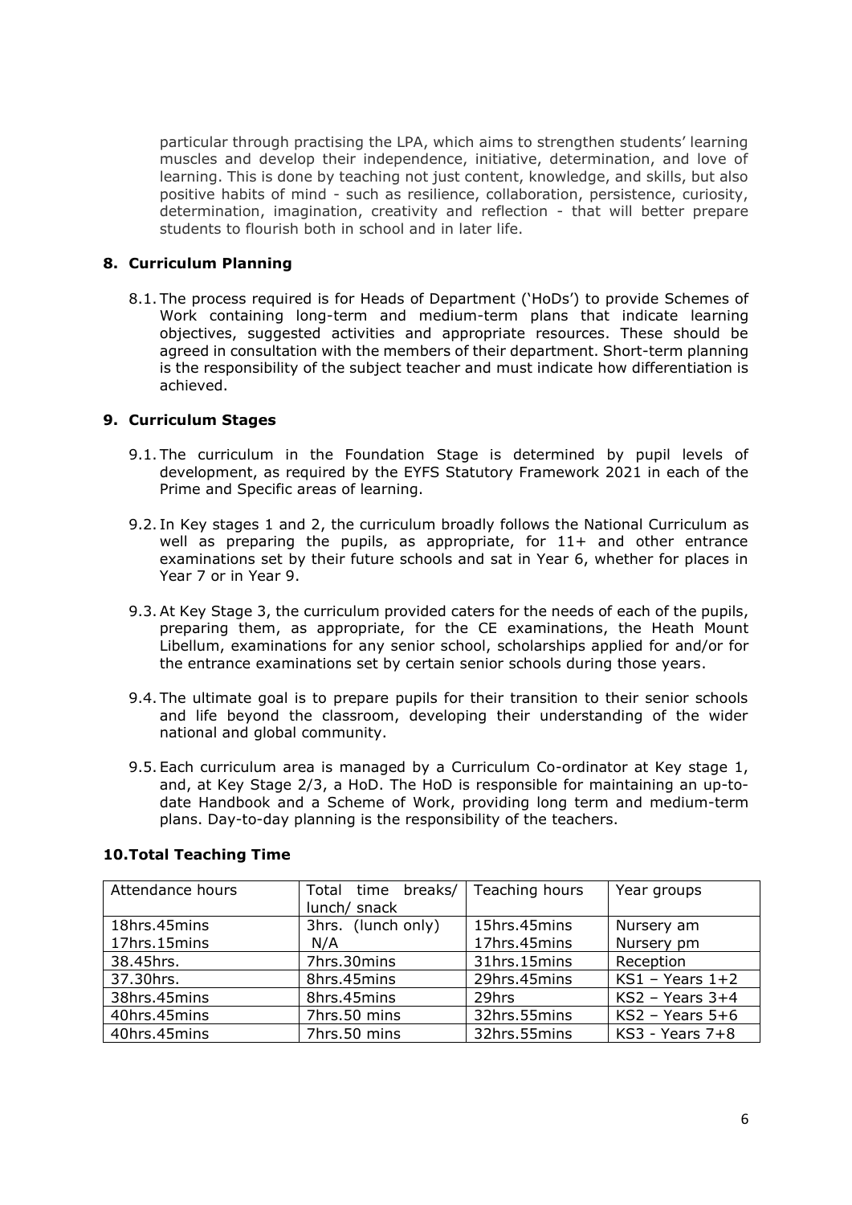particular through practising the LPA, which aims to strengthen students' learning muscles and develop their independence, initiative, determination, and love of learning. This is done by teaching not just content, knowledge, and skills, but also positive habits of mind - such as resilience, collaboration, persistence, curiosity, determination, imagination, creativity and reflection - that will better prepare students to flourish both in school and in later life.

## 8. Curriculum Planning

8.1. The process required is for Heads of Department ('HoDs') to provide Schemes of Work containing long-term and medium-term plans that indicate learning objectives, suggested activities and appropriate resources. These should be agreed in consultation with the members of their department. Short-term planning is the responsibility of the subject teacher and must indicate how differentiation is achieved.

## 9. Curriculum Stages

9.1. The curriculum in the Foundation Stage is determined by pupil levels of development, as required by the EYFS Statutory Framework 2021 in each of the Prime and Specific areas of learning.

9.2. In Key stages 1 and 2, the curriculum broadly follows the National Curriculum as well as preparing the pupils, as appropriate, for 11+ and other entrance examinations set by their future schools and sat in Year 6, whether for places in Year 7 or in Year 9.

9.3. At Key Stage 3, the curriculum provided caters for the needs of each of the pupils, preparing them, as appropriate, for the CE examinations, the Heath Mount Libellum, examinations for any senior school, scholarships applied for and/or for the entrance examinations set by certain senior schools during those years.

9.4. The ultimate goal is to prepare pupils for their transition to their senior schools and life beyond the classroom, developing their understanding of the wider national and global community.

9.5. Each curriculum area is managed by a Curriculum Co-ordinator at Key stage 1, and, at Key Stage 2/3, a HoD. The HoD is responsible for maintaining an up-to-date Handbook and a Scheme of Work, providing long term and medium-term plans. Day-to-day planning is the responsibility of the teachers.

## 10. Total Teaching Time

| Attendance hours | Total time breaks/ lunch/ snack | Teaching hours | Year groups |
|---|---|---|---|
| 18hrs.45mins | 3hrs. (lunch only) | 15hrs.45mins | Nursery am |
| 17hrs.15mins | N/A | 17hrs.45mins | Nursery pm |
| 38.45hrs. | 7hrs.30mins | 31hrs.15mins | Reception |
| 37.30hrs. | 8hrs.45mins | 29hrs.45mins | KS1 – Years 1+2 |
| 38hrs.45mins | 8hrs.45mins | 29hrs | KS2 – Years 3+4 |
| 40hrs.45mins | 7hrs.50 mins | 32hrs.55mins | KS2 – Years 5+6 |
| 40hrs.45mins | 7hrs.50 mins | 32hrs.55mins | KS3 - Years 7+8 |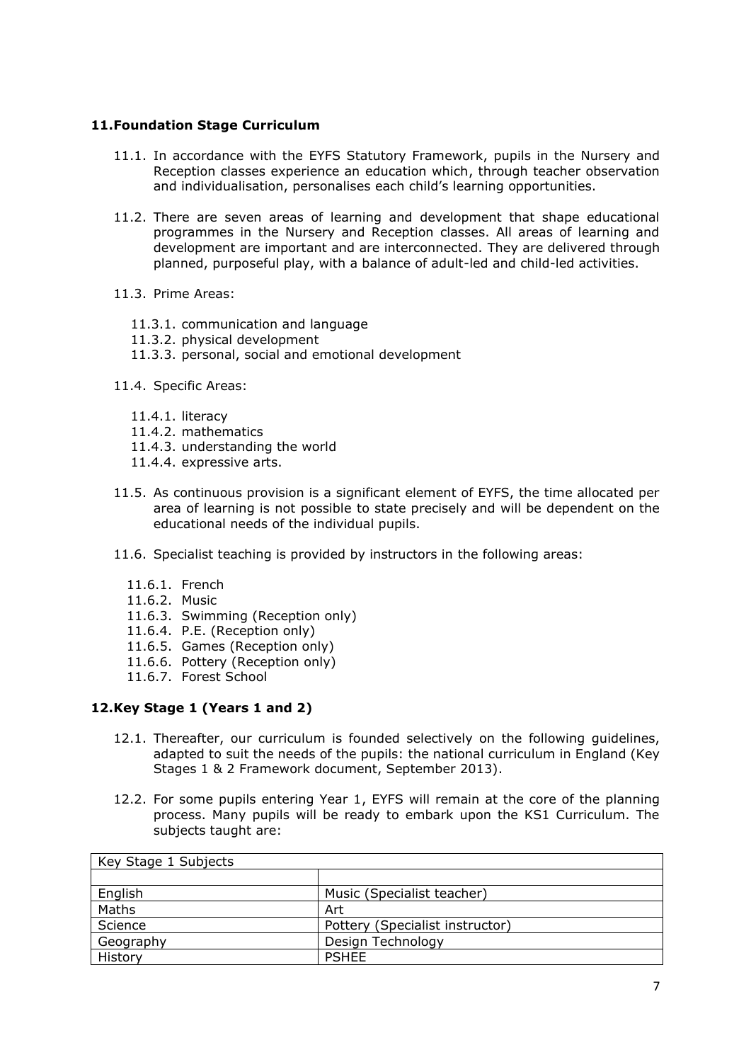## 11. Foundation Stage Curriculum

11.1. In accordance with the EYFS Statutory Framework, pupils in the Nursery and Reception classes experience an education which, through teacher observation and individualisation, personalises each child's learning opportunities.

11.2. There are seven areas of learning and development that shape educational programmes in the Nursery and Reception classes. All areas of learning and development are important and are interconnected. They are delivered through planned, purposeful play, with a balance of adult-led and child-led activities.

11.3. Prime Areas:

- 11.3.1. communication and language
- 11.3.2. physical development
- 11.3.3. personal, social and emotional development

11.4. Specific Areas:

- 11.4.1. literacy
- 11.4.2. mathematics
- 11.4.3. understanding the world
- 11.4.4. expressive arts.

11.5. As continuous provision is a significant element of EYFS, the time allocated per area of learning is not possible to state precisely and will be dependent on the educational needs of the individual pupils.

11.6. Specialist teaching is provided by instructors in the following areas:

- 11.6.1. French
- 11.6.2. Music
- 11.6.3. Swimming (Reception only)
- 11.6.4. P.E. (Reception only)
- 11.6.5. Games (Reception only)
- 11.6.6. Pottery (Reception only)
- 11.6.7. Forest School

## 12. Key Stage 1 (Years 1 and 2)

12.1. Thereafter, our curriculum is founded selectively on the following guidelines, adapted to suit the needs of the pupils: the national curriculum in England (Key Stages 1 & 2 Framework document, September 2013).

12.2. For some pupils entering Year 1, EYFS will remain at the core of the planning process. Many pupils will be ready to embark upon the KS1 Curriculum. The subjects taught are:

| Key Stage 1 Subjects | |
|---|---|
| | |
| English | Music (Specialist teacher) |
| Maths | Art |
| Science | Pottery (Specialist instructor) |
| Geography | Design Technology |
| History | PSHEE |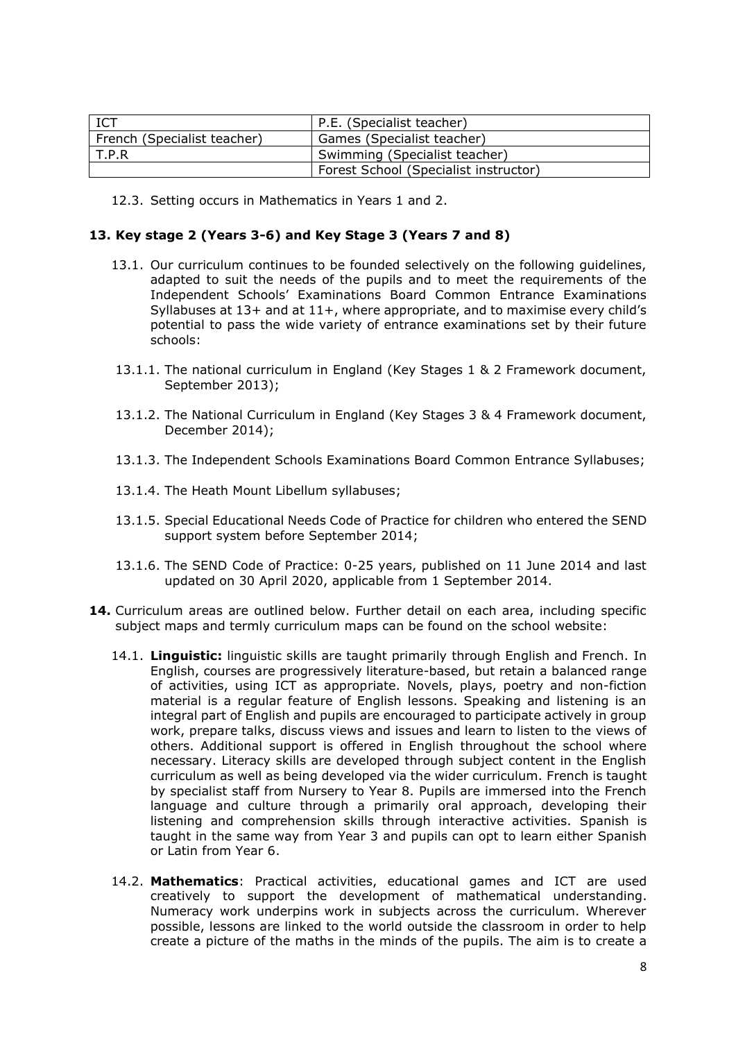| ICT | P.E. (Specialist teacher) |
| --- | --- |
| French (Specialist teacher) | Games (Specialist teacher) |
| T.P.R | Swimming (Specialist teacher) |
| | Forest School (Specialist instructor) |

12.3. Setting occurs in Mathematics in Years 1 and 2.

## 13. Key stage 2 (Years 3-6) and Key Stage 3 (Years 7 and 8)

13.1. Our curriculum continues to be founded selectively on the following guidelines, adapted to suit the needs of the pupils and to meet the requirements of the Independent Schools' Examinations Board Common Entrance Examinations Syllabuses at 13+ and at 11+, where appropriate, and to maximise every child's potential to pass the wide variety of entrance examinations set by their future schools:

13.1.1. The national curriculum in England (Key Stages 1 & 2 Framework document, September 2013);

13.1.2. The National Curriculum in England (Key Stages 3 & 4 Framework document, December 2014);

13.1.3. The Independent Schools Examinations Board Common Entrance Syllabuses;

13.1.4. The Heath Mount Libellum syllabuses;

13.1.5. Special Educational Needs Code of Practice for children who entered the SEND support system before September 2014;

13.1.6. The SEND Code of Practice: 0-25 years, published on 11 June 2014 and last updated on 30 April 2020, applicable from 1 September 2014.

**14.** Curriculum areas are outlined below. Further detail on each area, including specific subject maps and termly curriculum maps can be found on the school website:

14.1. **Linguistic:** linguistic skills are taught primarily through English and French. In English, courses are progressively literature-based, but retain a balanced range of activities, using ICT as appropriate. Novels, plays, poetry and non-fiction material is a regular feature of English lessons. Speaking and listening is an integral part of English and pupils are encouraged to participate actively in group work, prepare talks, discuss views and issues and learn to listen to the views of others. Additional support is offered in English throughout the school where necessary. Literacy skills are developed through subject content in the English curriculum as well as being developed via the wider curriculum. French is taught by specialist staff from Nursery to Year 8. Pupils are immersed into the French language and culture through a primarily oral approach, developing their listening and comprehension skills through interactive activities. Spanish is taught in the same way from Year 3 and pupils can opt to learn either Spanish or Latin from Year 6.

14.2. **Mathematics**: Practical activities, educational games and ICT are used creatively to support the development of mathematical understanding. Numeracy work underpins work in subjects across the curriculum. Wherever possible, lessons are linked to the world outside the classroom in order to help create a picture of the maths in the minds of the pupils. The aim is to create a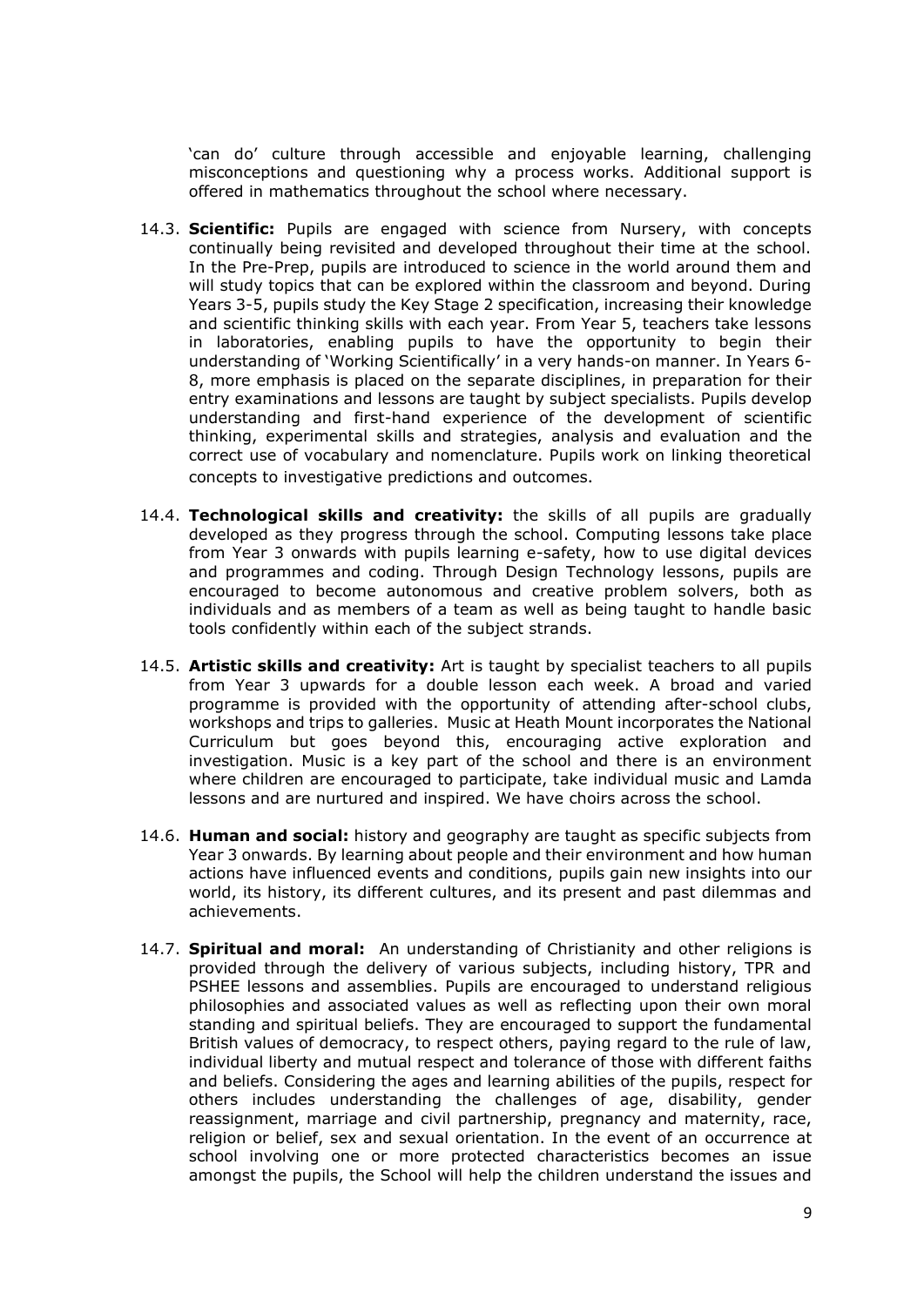'can do' culture through accessible and enjoyable learning, challenging misconceptions and questioning why a process works. Additional support is offered in mathematics throughout the school where necessary.

14.3. **Scientific:** Pupils are engaged with science from Nursery, with concepts continually being revisited and developed throughout their time at the school. In the Pre-Prep, pupils are introduced to science in the world around them and will study topics that can be explored within the classroom and beyond. During Years 3-5, pupils study the Key Stage 2 specification, increasing their knowledge and scientific thinking skills with each year. From Year 5, teachers take lessons in laboratories, enabling pupils to have the opportunity to begin their understanding of 'Working Scientifically' in a very hands-on manner. In Years 6-8, more emphasis is placed on the separate disciplines, in preparation for their entry examinations and lessons are taught by subject specialists. Pupils develop understanding and first-hand experience of the development of scientific thinking, experimental skills and strategies, analysis and evaluation and the correct use of vocabulary and nomenclature. Pupils work on linking theoretical concepts to investigative predictions and outcomes.

14.4. **Technological skills and creativity:** the skills of all pupils are gradually developed as they progress through the school. Computing lessons take place from Year 3 onwards with pupils learning e-safety, how to use digital devices and programmes and coding. Through Design Technology lessons, pupils are encouraged to become autonomous and creative problem solvers, both as individuals and as members of a team as well as being taught to handle basic tools confidently within each of the subject strands.

14.5. **Artistic skills and creativity:** Art is taught by specialist teachers to all pupils from Year 3 upwards for a double lesson each week. A broad and varied programme is provided with the opportunity of attending after-school clubs, workshops and trips to galleries. Music at Heath Mount incorporates the National Curriculum but goes beyond this, encouraging active exploration and investigation. Music is a key part of the school and there is an environment where children are encouraged to participate, take individual music and Lamda lessons and are nurtured and inspired. We have choirs across the school.

14.6. **Human and social:** history and geography are taught as specific subjects from Year 3 onwards. By learning about people and their environment and how human actions have influenced events and conditions, pupils gain new insights into our world, its history, its different cultures, and its present and past dilemmas and achievements.

14.7. **Spiritual and moral:** An understanding of Christianity and other religions is provided through the delivery of various subjects, including history, TPR and PSHEE lessons and assemblies. Pupils are encouraged to understand religious philosophies and associated values as well as reflecting upon their own moral standing and spiritual beliefs. They are encouraged to support the fundamental British values of democracy, to respect others, paying regard to the rule of law, individual liberty and mutual respect and tolerance of those with different faiths and beliefs. Considering the ages and learning abilities of the pupils, respect for others includes understanding the challenges of age, disability, gender reassignment, marriage and civil partnership, pregnancy and maternity, race, religion or belief, sex and sexual orientation. In the event of an occurrence at school involving one or more protected characteristics becomes an issue amongst the pupils, the School will help the children understand the issues and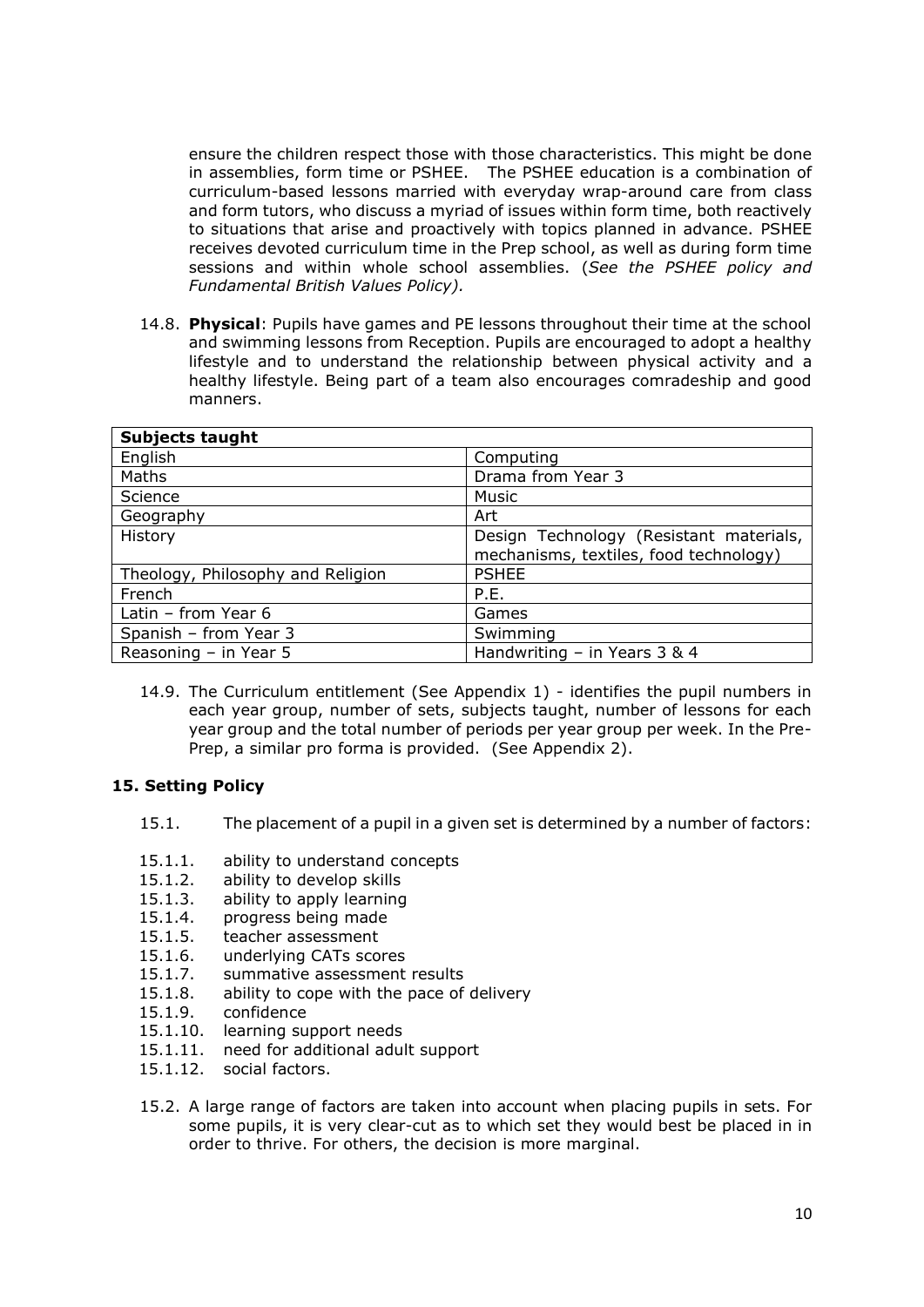ensure the children respect those with those characteristics. This might be done in assemblies, form time or PSHEE. The PSHEE education is a combination of curriculum-based lessons married with everyday wrap-around care from class and form tutors, who discuss a myriad of issues within form time, both reactively to situations that arise and proactively with topics planned in advance. PSHEE receives devoted curriculum time in the Prep school, as well as during form time sessions and within whole school assemblies. (*See the PSHEE policy and Fundamental British Values Policy).*

14.8. **Physical**: Pupils have games and PE lessons throughout their time at the school and swimming lessons from Reception. Pupils are encouraged to adopt a healthy lifestyle and to understand the relationship between physical activity and a healthy lifestyle. Being part of a team also encourages comradeship and good manners.

| **Subjects taught** | |
|---|---|
| English | Computing |
| Maths | Drama from Year 3 |
| Science | Music |
| Geography | Art |
| History | Design Technology (Resistant materials, mechanisms, textiles, food technology) |
| Theology, Philosophy and Religion | PSHEE |
| French | P.E. |
| Latin – from Year 6 | Games |
| Spanish – from Year 3 | Swimming |
| Reasoning – in Year 5 | Handwriting – in Years 3 & 4 |

14.9. The Curriculum entitlement (See Appendix 1) - identifies the pupil numbers in each year group, number of sets, subjects taught, number of lessons for each year group and the total number of periods per year group per week. In the Pre-Prep, a similar pro forma is provided. (See Appendix 2).

## 15. Setting Policy

15.1. The placement of a pupil in a given set is determined by a number of factors:

15.1.1. ability to understand concepts
15.1.2. ability to develop skills
15.1.3. ability to apply learning
15.1.4. progress being made
15.1.5. teacher assessment
15.1.6. underlying CATs scores
15.1.7. summative assessment results
15.1.8. ability to cope with the pace of delivery
15.1.9. confidence
15.1.10. learning support needs
15.1.11. need for additional adult support
15.1.12. social factors.

15.2. A large range of factors are taken into account when placing pupils in sets. For some pupils, it is very clear-cut as to which set they would best be placed in in order to thrive. For others, the decision is more marginal.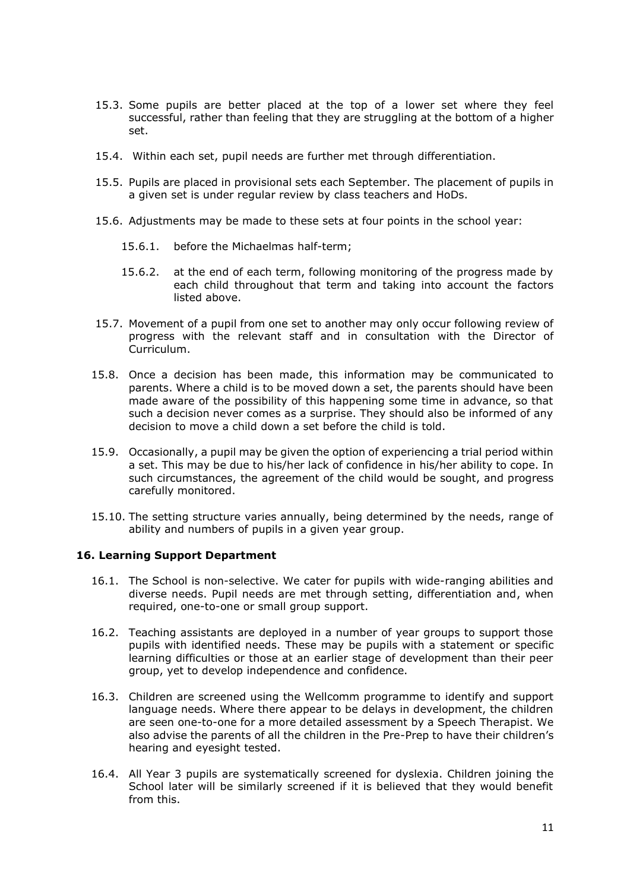15.3. Some pupils are better placed at the top of a lower set where they feel successful, rather than feeling that they are struggling at the bottom of a higher set.

15.4. Within each set, pupil needs are further met through differentiation.

15.5. Pupils are placed in provisional sets each September. The placement of pupils in a given set is under regular review by class teachers and HoDs.

15.6. Adjustments may be made to these sets at four points in the school year:

15.6.1. before the Michaelmas half-term;

15.6.2. at the end of each term, following monitoring of the progress made by each child throughout that term and taking into account the factors listed above.

15.7. Movement of a pupil from one set to another may only occur following review of progress with the relevant staff and in consultation with the Director of Curriculum.

15.8. Once a decision has been made, this information may be communicated to parents. Where a child is to be moved down a set, the parents should have been made aware of the possibility of this happening some time in advance, so that such a decision never comes as a surprise. They should also be informed of any decision to move a child down a set before the child is told.

15.9. Occasionally, a pupil may be given the option of experiencing a trial period within a set. This may be due to his/her lack of confidence in his/her ability to cope. In such circumstances, the agreement of the child would be sought, and progress carefully monitored.

15.10. The setting structure varies annually, being determined by the needs, range of ability and numbers of pupils in a given year group.

## 16. Learning Support Department

16.1. The School is non-selective. We cater for pupils with wide-ranging abilities and diverse needs. Pupil needs are met through setting, differentiation and, when required, one-to-one or small group support.

16.2. Teaching assistants are deployed in a number of year groups to support those pupils with identified needs. These may be pupils with a statement or specific learning difficulties or those at an earlier stage of development than their peer group, yet to develop independence and confidence.

16.3. Children are screened using the Wellcomm programme to identify and support language needs. Where there appear to be delays in development, the children are seen one-to-one for a more detailed assessment by a Speech Therapist. We also advise the parents of all the children in the Pre-Prep to have their children's hearing and eyesight tested.

16.4. All Year 3 pupils are systematically screened for dyslexia. Children joining the School later will be similarly screened if it is believed that they would benefit from this.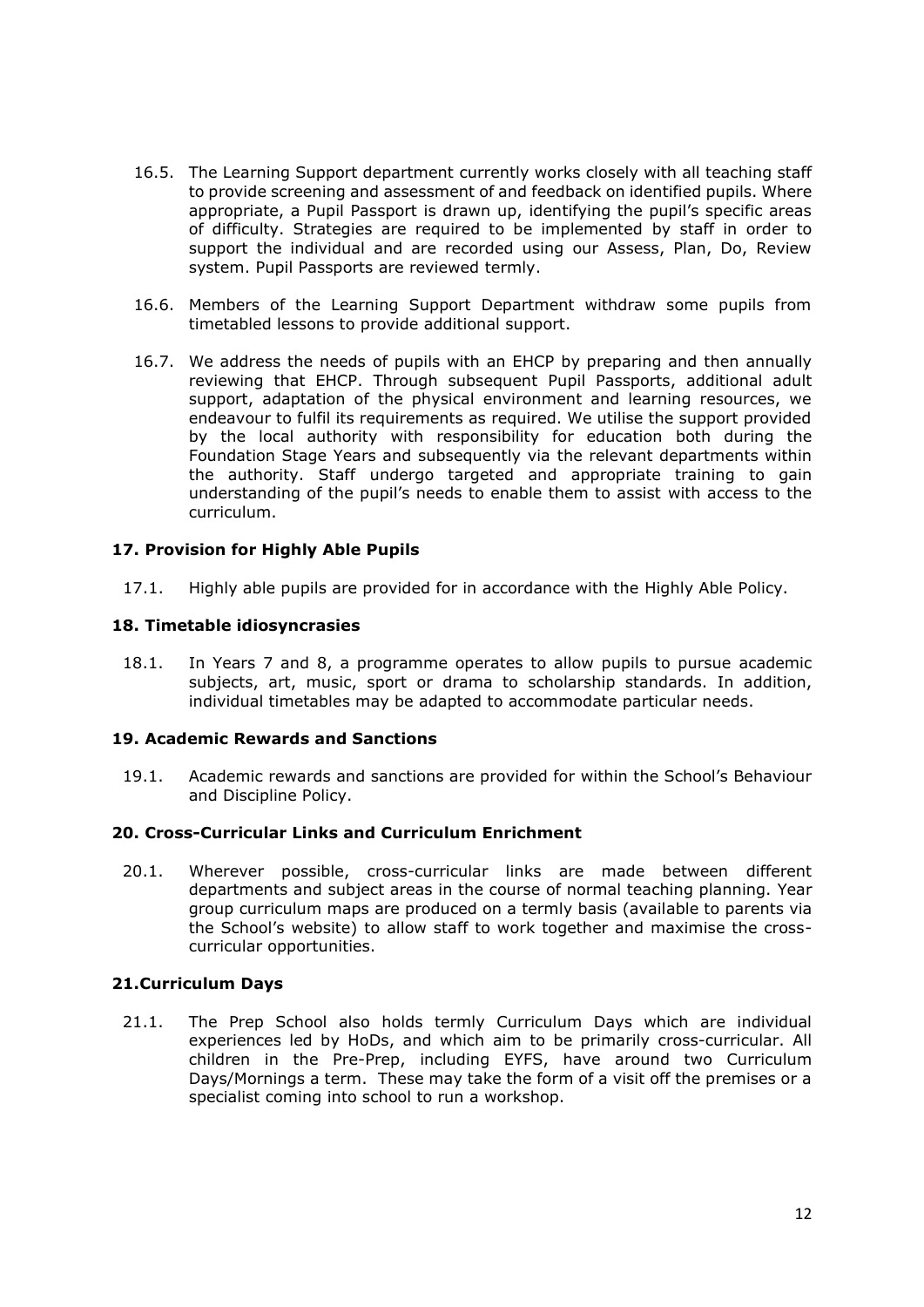16.5. The Learning Support department currently works closely with all teaching staff to provide screening and assessment of and feedback on identified pupils. Where appropriate, a Pupil Passport is drawn up, identifying the pupil's specific areas of difficulty. Strategies are required to be implemented by staff in order to support the individual and are recorded using our Assess, Plan, Do, Review system. Pupil Passports are reviewed termly.

16.6. Members of the Learning Support Department withdraw some pupils from timetabled lessons to provide additional support.

16.7. We address the needs of pupils with an EHCP by preparing and then annually reviewing that EHCP. Through subsequent Pupil Passports, additional adult support, adaptation of the physical environment and learning resources, we endeavour to fulfil its requirements as required. We utilise the support provided by the local authority with responsibility for education both during the Foundation Stage Years and subsequently via the relevant departments within the authority. Staff undergo targeted and appropriate training to gain understanding of the pupil's needs to enable them to assist with access to the curriculum.

**17. Provision for Highly Able Pupils**

17.1. Highly able pupils are provided for in accordance with the Highly Able Policy.

**18. Timetable idiosyncrasies**

18.1. In Years 7 and 8, a programme operates to allow pupils to pursue academic subjects, art, music, sport or drama to scholarship standards. In addition, individual timetables may be adapted to accommodate particular needs.

**19. Academic Rewards and Sanctions**

19.1. Academic rewards and sanctions are provided for within the School's Behaviour and Discipline Policy.

**20. Cross-Curricular Links and Curriculum Enrichment**

20.1. Wherever possible, cross-curricular links are made between different departments and subject areas in the course of normal teaching planning. Year group curriculum maps are produced on a termly basis (available to parents via the School's website) to allow staff to work together and maximise the cross-curricular opportunities.

**21.Curriculum Days**

21.1. The Prep School also holds termly Curriculum Days which are individual experiences led by HoDs, and which aim to be primarily cross-curricular. All children in the Pre-Prep, including EYFS, have around two Curriculum Days/Mornings a term. These may take the form of a visit off the premises or a specialist coming into school to run a workshop.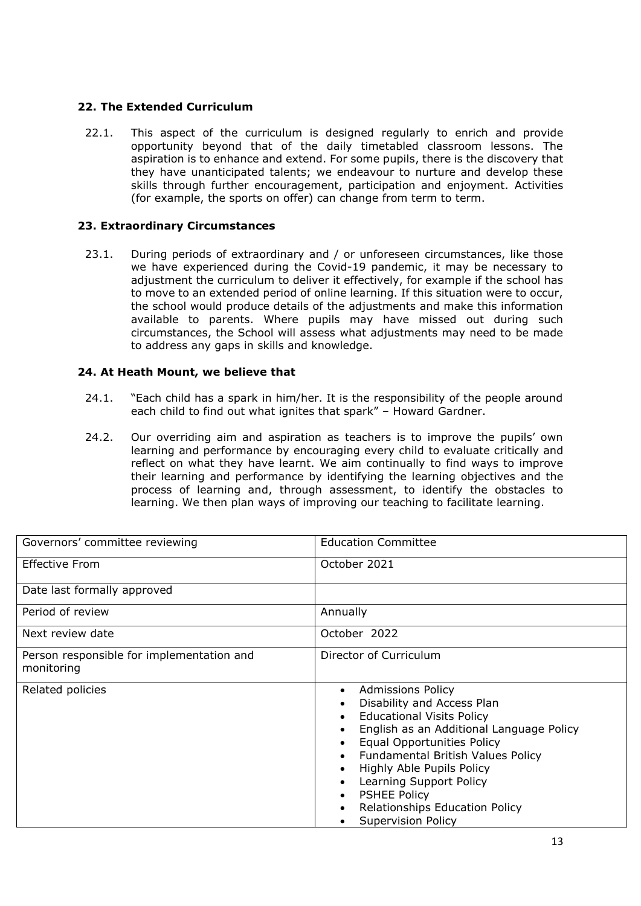### 22. The Extended Curriculum

22.1. This aspect of the curriculum is designed regularly to enrich and provide opportunity beyond that of the daily timetabled classroom lessons. The aspiration is to enhance and extend. For some pupils, there is the discovery that they have unanticipated talents; we endeavour to nurture and develop these skills through further encouragement, participation and enjoyment. Activities (for example, the sports on offer) can change from term to term.

### 23. Extraordinary Circumstances

23.1. During periods of extraordinary and / or unforeseen circumstances, like those we have experienced during the Covid-19 pandemic, it may be necessary to adjustment the curriculum to deliver it effectively, for example if the school has to move to an extended period of online learning. If this situation were to occur, the school would produce details of the adjustments and make this information available to parents. Where pupils may have missed out during such circumstances, the School will assess what adjustments may need to be made to address any gaps in skills and knowledge.

### 24. At Heath Mount, we believe that

24.1. "Each child has a spark in him/her. It is the responsibility of the people around each child to find out what ignites that spark" – Howard Gardner.

24.2. Our overriding aim and aspiration as teachers is to improve the pupils' own learning and performance by encouraging every child to evaluate critically and reflect on what they have learnt. We aim continually to find ways to improve their learning and performance by identifying the learning objectives and the process of learning and, through assessment, to identify the obstacles to learning. We then plan ways of improving our teaching to facilitate learning.

| | |
|---|---|
| Governors' committee reviewing | Education Committee |
| Effective From | October 2021 |
| Date last formally approved | |
| Period of review | Annually |
| Next review date | October 2022 |
| Person responsible for implementation and monitoring | Director of Curriculum |
| Related policies | • Admissions Policy<br>• Disability and Access Plan<br>• Educational Visits Policy<br>• English as an Additional Language Policy<br>• Equal Opportunities Policy<br>• Fundamental British Values Policy<br>• Highly Able Pupils Policy<br>• Learning Support Policy<br>• PSHEE Policy<br>• Relationships Education Policy<br>• Supervision Policy |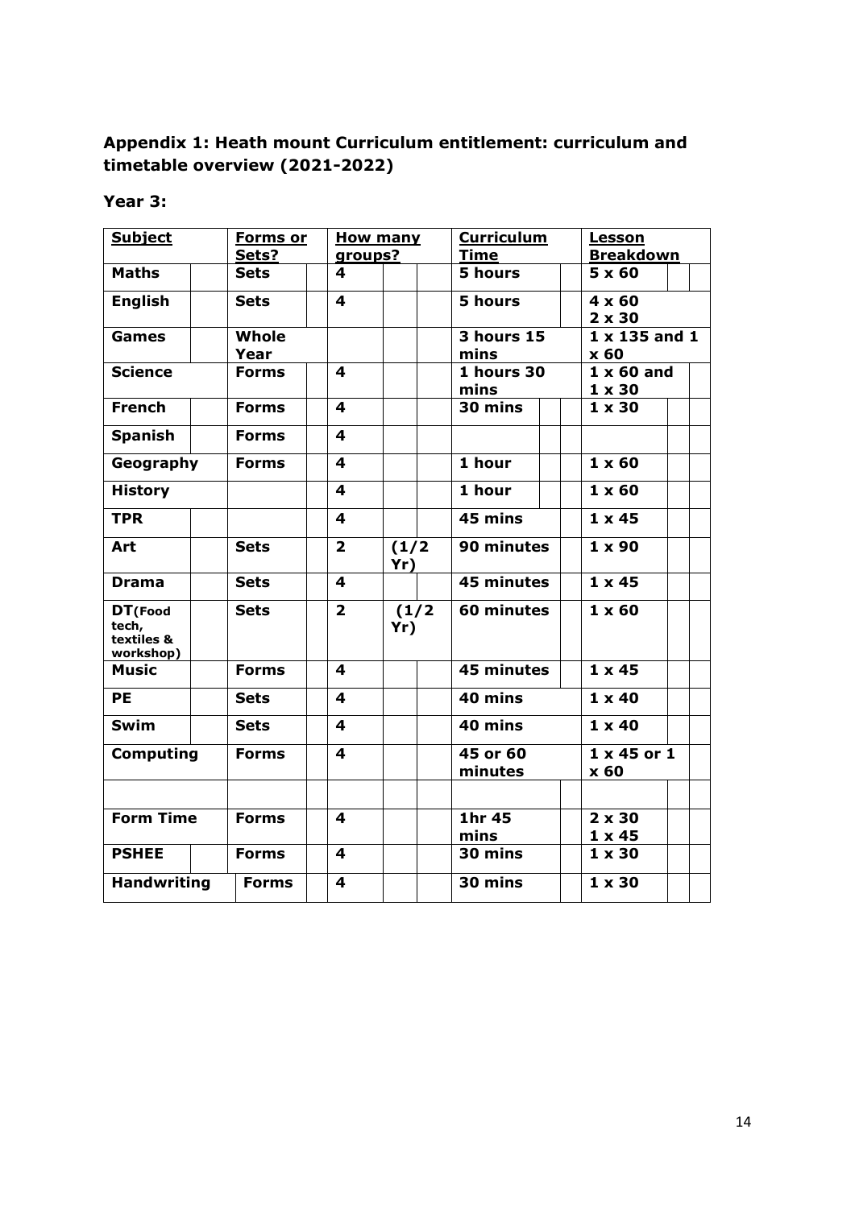### Appendix 1: Heath mount Curriculum entitlement: curriculum and timetable overview (2021-2022)

### Year 3:

| Subject | Forms or Sets? | How many groups? | | Curriculum Time | Lesson Breakdown |
|---|---|---|---|---|---|
| **Maths** | **Sets** | **4** | | **5 hours** | **5 x 60** |
| **English** | **Sets** | **4** | | **5 hours** | **4 x 60**<br>**2 x 30** |
| **Games** | **Whole Year** | | | **3 hours 15 mins** | **1 x 135 and 1 x 60** |
| **Science** | **Forms** | **4** | | **1 hours 30 mins** | **1 x 60 and 1 x 30** |
| **French** | **Forms** | **4** | | **30 mins** | **1 x 30** |
| **Spanish** | **Forms** | **4** | | | |
| **Geography** | **Forms** | **4** | | **1 hour** | **1 x 60** |
| **History** | | **4** | | **1 hour** | **1 x 60** |
| **TPR** | | **4** | | **45 mins** | **1 x 45** |
| **Art** | **Sets** | **2** | **(1/2 Yr)** | **90 minutes** | **1 x 90** |
| **Drama** | **Sets** | **4** | | **45 minutes** | **1 x 45** |
| **DT (Food tech, textiles & workshop)** | **Sets** | **2** | **(1/2 Yr)** | **60 minutes** | **1 x 60** |
| **Music** | **Forms** | **4** | | **45 minutes** | **1 x 45** |
| **PE** | **Sets** | **4** | | **40 mins** | **1 x 40** |
| **Swim** | **Sets** | **4** | | **40 mins** | **1 x 40** |
| **Computing** | **Forms** | **4** | | **45 or 60 minutes** | **1 x 45 or 1 x 60** |
| | | | | | |
| **Form Time** | **Forms** | **4** | | **1hr 45 mins** | **2 x 30**<br>**1 x 45** |
| **PSHEE** | **Forms** | **4** | | **30 mins** | **1 x 30** |
| **Handwriting** | **Forms** | **4** | | **30 mins** | **1 x 30** |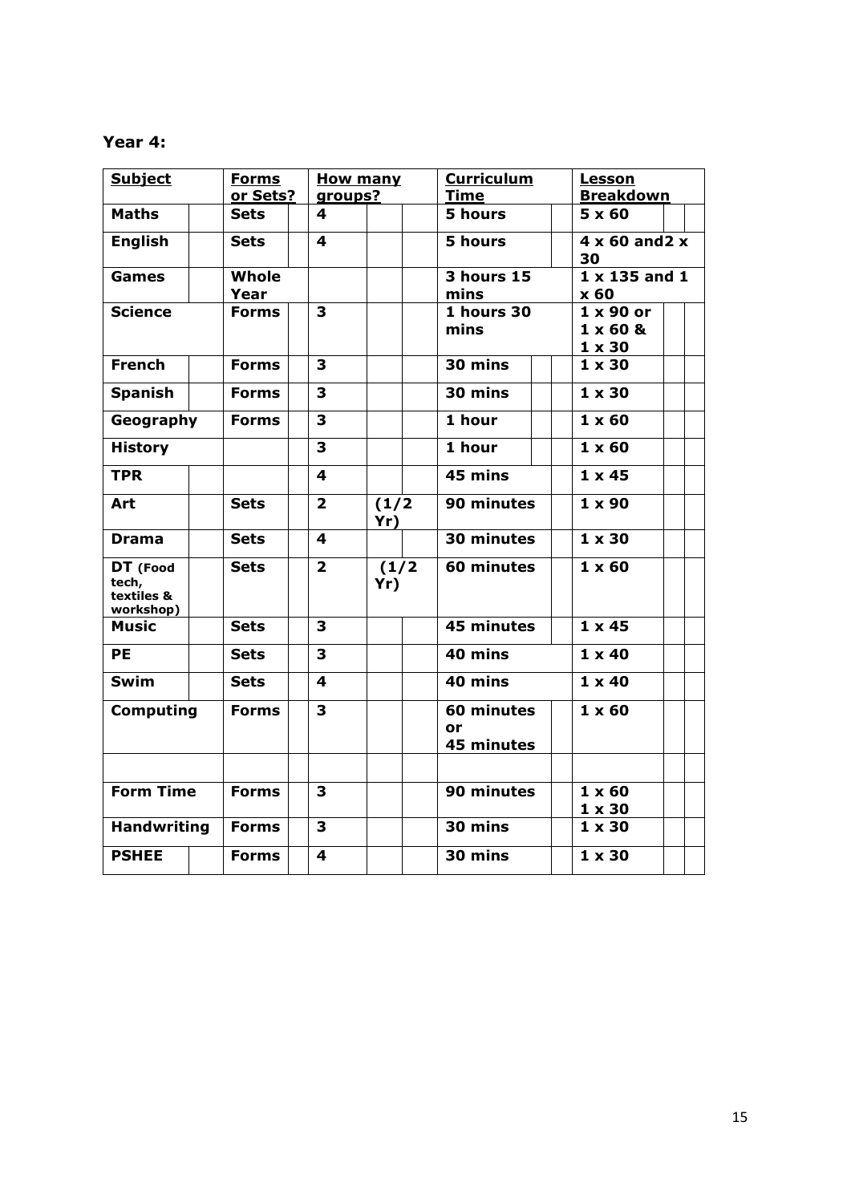**Year 4:**

| Subject | Forms or Sets? | How many groups? | | Curriculum Time | Lesson Breakdown |
|---|---|---|---|---|---|
| **Maths** | **Sets** | **4** | | **5 hours** | **5 x 60** |
| **English** | **Sets** | **4** | | **5 hours** | **4 x 60 and2 x 30** |
| **Games** | **Whole Year** | | | **3 hours 15 mins** | **1 x 135 and 1 x 60** |
| **Science** | **Forms** | **3** | | **1 hours 30 mins** | **1 x 90 or 1 x 60 & 1 x 30** |
| **French** | **Forms** | **3** | | **30 mins** | **1 x 30** |
| **Spanish** | **Forms** | **3** | | **30 mins** | **1 x 30** |
| **Geography** | **Forms** | **3** | | **1 hour** | **1 x 60** |
| **History** | | **3** | | **1 hour** | **1 x 60** |
| **TPR** | | **4** | | **45 mins** | **1 x 45** |
| **Art** | **Sets** | **2** | **(1/2 Yr)** | **90 minutes** | **1 x 90** |
| **Drama** | **Sets** | **4** | | **30 minutes** | **1 x 30** |
| **DT (Food tech, textiles & workshop)** | **Sets** | **2** | **(1/2 Yr)** | **60 minutes** | **1 x 60** |
| **Music** | **Sets** | **3** | | **45 minutes** | **1 x 45** |
| **PE** | **Sets** | **3** | | **40 mins** | **1 x 40** |
| **Swim** | **Sets** | **4** | | **40 mins** | **1 x 40** |
| **Computing** | **Forms** | **3** | | **60 minutes or 45 minutes** | **1 x 60** |
| | | | | | |
| **Form Time** | **Forms** | **3** | | **90 minutes** | **1 x 60 1 x 30** |
| **Handwriting** | **Forms** | **3** | | **30 mins** | **1 x 30** |
| **PSHEE** | **Forms** | **4** | | **30 mins** | **1 x 30** |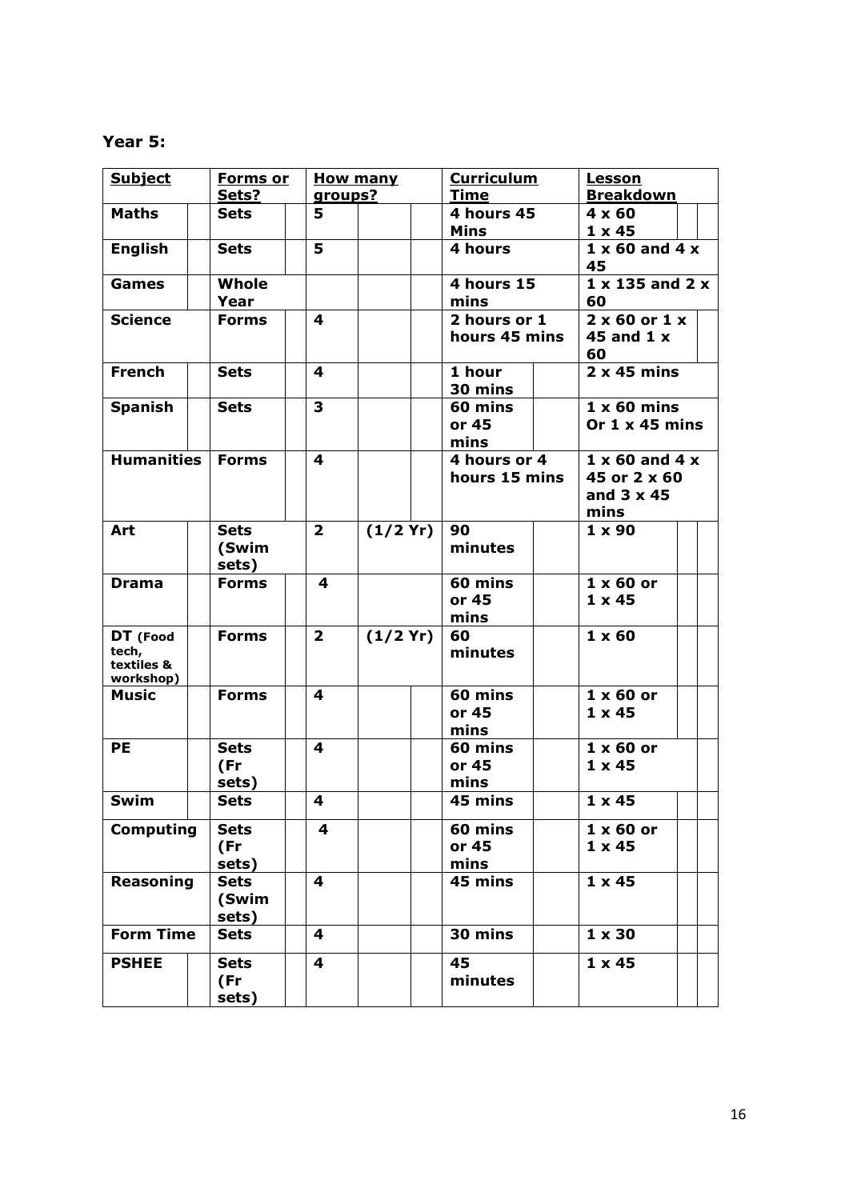**Year 5:**

| Subject | Forms or Sets? | How many groups? | | Curriculum Time | Lesson Breakdown |
|---|---|---|---|---|---|
| **Maths** | **Sets** | **5** | | **4 hours 45 Mins** | **4 x 60**<br>**1 x 45** |
| **English** | **Sets** | **5** | | **4 hours** | **1 x 60 and 4 x 45** |
| **Games** | **Whole Year** | | | **4 hours 15 mins** | **1 x 135 and 2 x 60** |
| **Science** | **Forms** | **4** | | **2 hours or 1 hours 45 mins** | **2 x 60 or 1 x 45 and 1 x 60** |
| **French** | **Sets** | **4** | | **1 hour 30 mins** | **2 x 45 mins** |
| **Spanish** | **Sets** | **3** | | **60 mins or 45 mins** | **1 x 60 mins Or 1 x 45 mins** |
| **Humanities** | **Forms** | **4** | | **4 hours or 4 hours 15 mins** | **1 x 60 and 4 x 45 or 2 x 60 and 3 x 45 mins** |
| **Art** | **Sets (Swim sets)** | **2** | **(1/2 Yr)** | **90 minutes** | **1 x 90** |
| **Drama** | **Forms** | **4** | | **60 mins or 45 mins** | **1 x 60 or 1 x 45** |
| **DT** (Food tech, textiles & workshop) | **Forms** | **2** | **(1/2 Yr)** | **60 minutes** | **1 x 60** |
| **Music** | **Forms** | **4** | | **60 mins or 45 mins** | **1 x 60 or 1 x 45** |
| **PE** | **Sets (Fr sets)** | **4** | | **60 mins or 45 mins** | **1 x 60 or 1 x 45** |
| **Swim** | **Sets** | **4** | | **45 mins** | **1 x 45** |
| **Computing** | **Sets (Fr sets)** | **4** | | **60 mins or 45 mins** | **1 x 60 or 1 x 45** |
| **Reasoning** | **Sets (Swim sets)** | **4** | | **45 mins** | **1 x 45** |
| **Form Time** | **Sets** | **4** | | **30 mins** | **1 x 30** |
| **PSHEE** | **Sets (Fr sets)** | **4** | | **45 minutes** | **1 x 45** |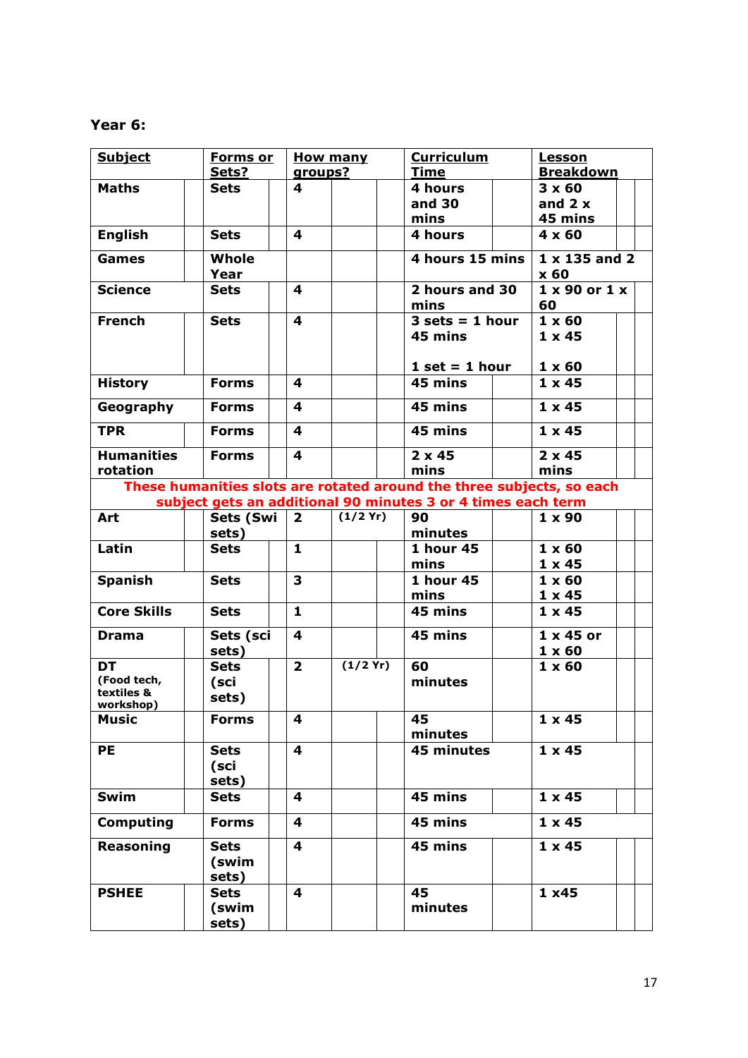**Year 6:**

| Subject | Forms or Sets? | How many groups? | | Curriculum Time | Lesson Breakdown |
|---|---|---|---|---|---|
| **Maths** | **Sets** | **4** | | **4 hours and 30 mins** | **3 x 60 and 2 x 45 mins** |
| **English** | **Sets** | **4** | | **4 hours** | **4 x 60** |
| **Games** | **Whole Year** | | | **4 hours 15 mins** | **1 x 135 and 2 x 60** |
| **Science** | **Sets** | **4** | | **2 hours and 30 mins** | **1 x 90 or 1 x 60** |
| **French** | **Sets** | **4** | | **3 sets = 1 hour 45 mins**<br><br>**1 set = 1 hour** | **1 x 60**<br>**1 x 45**<br><br>**1 x 60** |
| **History** | **Forms** | **4** | | **45 mins** | **1 x 45** |
| **Geography** | **Forms** | **4** | | **45 mins** | **1 x 45** |
| **TPR** | **Forms** | **4** | | **45 mins** | **1 x 45** |
| **Humanities rotation** | **Forms** | **4** | | **2 x 45 mins** | **2 x 45 mins** |
| **These humanities slots are rotated around the three subjects, so each subject gets an additional 90 minutes 3 or 4 times each term** | | | | | |
| **Art** | **Sets (Swi sets)** | **2** | **(1/2 Yr)** | **90 minutes** | **1 x 90** |
| **Latin** | **Sets** | **1** | | **1 hour 45 mins** | **1 x 60**<br>**1 x 45** |
| **Spanish** | **Sets** | **3** | | **1 hour 45 mins** | **1 x 60**<br>**1 x 45** |
| **Core Skills** | **Sets** | **1** | | **45 mins** | **1 x 45** |
| **Drama** | **Sets (sci sets)** | **4** | | **45 mins** | **1 x 45 or 1 x 60** |
| **DT** (Food tech, textiles & workshop) | **Sets (sci sets)** | **2** | **(1/2 Yr)** | **60 minutes** | **1 x 60** |
| **Music** | **Forms** | **4** | | **45 minutes** | **1 x 45** |
| **PE** | **Sets (sci sets)** | **4** | | **45 minutes** | **1 x 45** |
| **Swim** | **Sets** | **4** | | **45 mins** | **1 x 45** |
| **Computing** | **Forms** | **4** | | **45 mins** | **1 x 45** |
| **Reasoning** | **Sets (swim sets)** | **4** | | **45 mins** | **1 x 45** |
| **PSHEE** | **Sets (swim sets)** | **4** | | **45 minutes** | **1 x45** |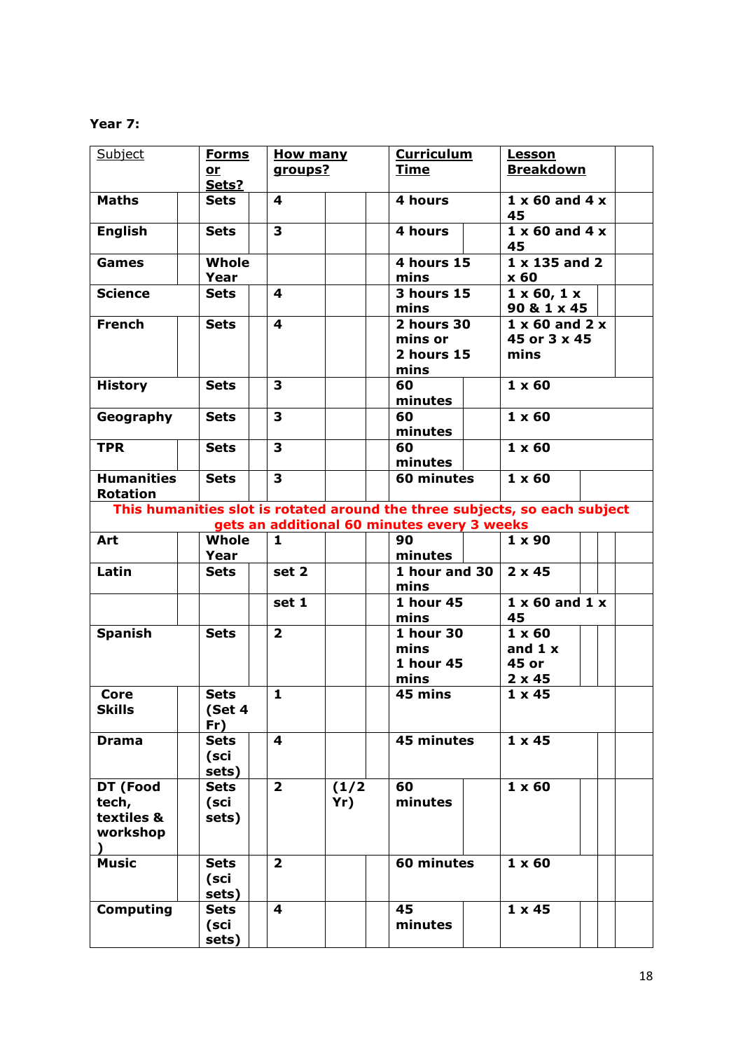**Year 7:**

| Subject | Forms or Sets? | How many groups? | | Curriculum Time | Lesson Breakdown |
|---|---|---|---|---|---|
| Maths | Sets | 4 | | 4 hours | 1 x 60 and 4 x 45 |
| English | Sets | 3 | | 4 hours | 1 x 60 and 4 x 45 |
| Games | Whole Year | | | 4 hours 15 mins | 1 x 135 and 2 x 60 |
| Science | Sets | 4 | | 3 hours 15 mins | 1 x 60, 1 x 90 & 1 x 45 |
| French | Sets | 4 | | 2 hours 30 mins or 2 hours 15 mins | 1 x 60 and 2 x 45 or 3 x 45 mins |
| History | Sets | 3 | | 60 minutes | 1 x 60 |
| Geography | Sets | 3 | | 60 minutes | 1 x 60 |
| TPR | Sets | 3 | | 60 minutes | 1 x 60 |
| Humanities Rotation | Sets | 3 | | 60 minutes | 1 x 60 |
| This humanities slot is rotated around the three subjects, so each subject gets an additional 60 minutes every 3 weeks | | | | | |
| Art | Whole Year | 1 | | 90 minutes | 1 x 90 |
| Latin | Sets | set 2 | | 1 hour and 30 mins | 2 x 45 |
| | | set 1 | | 1 hour 45 mins | 1 x 60 and 1 x 45 |
| Spanish | Sets | 2 | | 1 hour 30 mins 1 hour 45 mins | 1 x 60 and 1 x 45 or 2 x 45 |
| Core Skills | Sets (Set 4 Fr) | 1 | | 45 mins | 1 x 45 |
| Drama | Sets (sci sets) | 4 | | 45 minutes | 1 x 45 |
| DT (Food tech, textiles & workshop ) | Sets (sci sets) | 2 | (1/2 Yr) | 60 minutes | 1 x 60 |
| Music | Sets (sci sets) | 2 | | 60 minutes | 1 x 60 |
| Computing | Sets (sci sets) | 4 | | 45 minutes | 1 x 45 |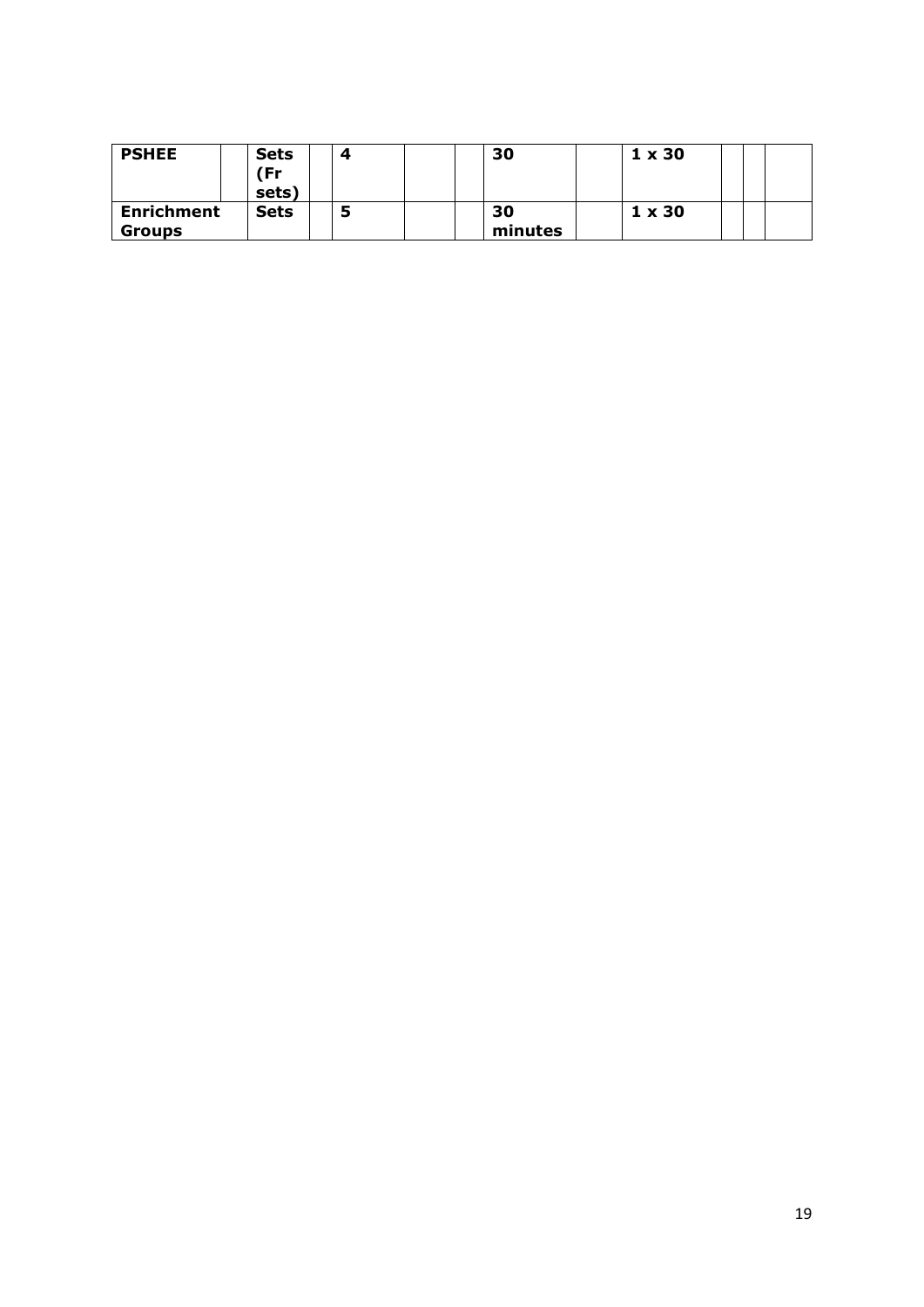| PSHEE | | Sets (Fr sets) | | 4 | | | 30 | | 1 x 30 | | | |
|---|---|---|---|---|---|---|---|---|---|---|---|---|
| Enrichment Groups | | Sets | | 5 | | | 30 minutes | | 1 x 30 | | | |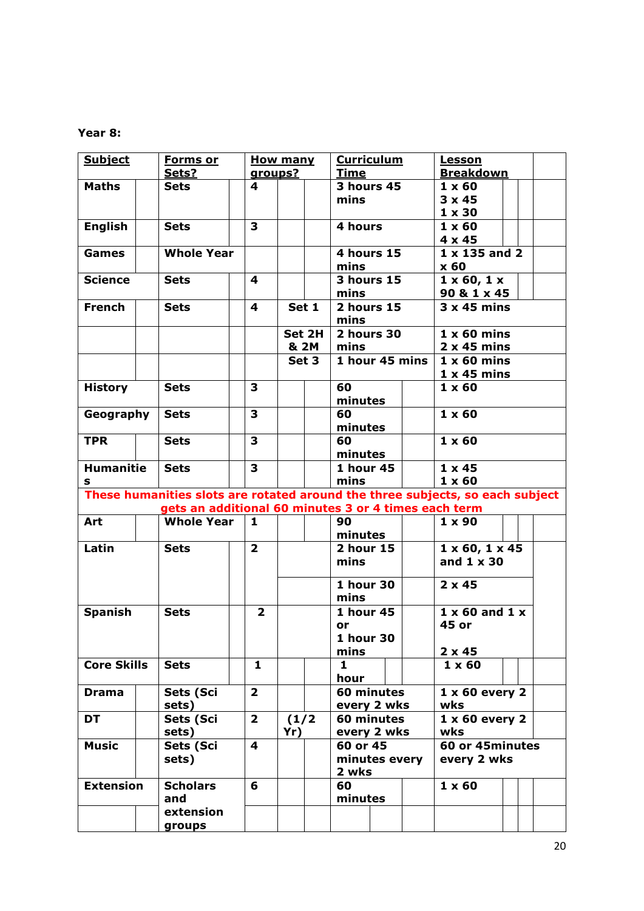**Year 8:**

| Subject | Forms or Sets? | How many groups? | | Curriculum Time | Lesson Breakdown |
|---|---|---|---|---|---|
| Maths | Sets | 4 | | 3 hours 45 mins | 1 x 60<br>3 x 45<br>1 x 30 |
| English | Sets | 3 | | 4 hours | 1 x 60<br>4 x 45 |
| Games | Whole Year | | | 4 hours 15 mins | 1 x 135 and 2 x 60 |
| Science | Sets | 4 | | 3 hours 15 mins | 1 x 60, 1 x 90 & 1 x 45 |
| French | Sets | 4 | Set 1 | 2 hours 15 mins | 3 x 45 mins |
| | | | Set 2H & 2M | 2 hours 30 mins | 1 x 60 mins<br>2 x 45 mins |
| | | | Set 3 | 1 hour 45 mins | 1 x 60 mins<br>1 x 45 mins |
| History | Sets | 3 | | 60 minutes | 1 x 60 |
| Geography | Sets | 3 | | 60 minutes | 1 x 60 |
| TPR | Sets | 3 | | 60 minutes | 1 x 60 |
| Humanities | Sets | 3 | | 1 hour 45 mins | 1 x 45<br>1 x 60 |
| These humanities slots are rotated around the three subjects, so each subject gets an additional 60 minutes 3 or 4 times each term | | | | | |
| Art | Whole Year | 1 | | 90 minutes | 1 x 90 |
| Latin | Sets | 2 | | 2 hour 15 mins | 1 x 60, 1 x 45 and 1 x 30 |
| | | | | 1 hour 30 mins | 2 x 45 |
| Spanish | Sets | 2 | | 1 hour 45 or<br>1 hour 30 mins | 1 x 60 and 1 x 45 or<br>2 x 45 |
| Core Skills | Sets | 1 | | 1 hour | 1 x 60 |
| Drama | Sets (Sci sets) | 2 | | 60 minutes every 2 wks | 1 x 60 every 2 wks |
| DT | Sets (Sci sets) | 2 | (1/2 Yr) | 60 minutes every 2 wks | 1 x 60 every 2 wks |
| Music | Sets (Sci sets) | 4 | | 60 or 45 minutes every 2 wks | 60 or 45minutes every 2 wks |
| Extension | Scholars and extension groups | 6 | | 60 minutes | 1 x 60 |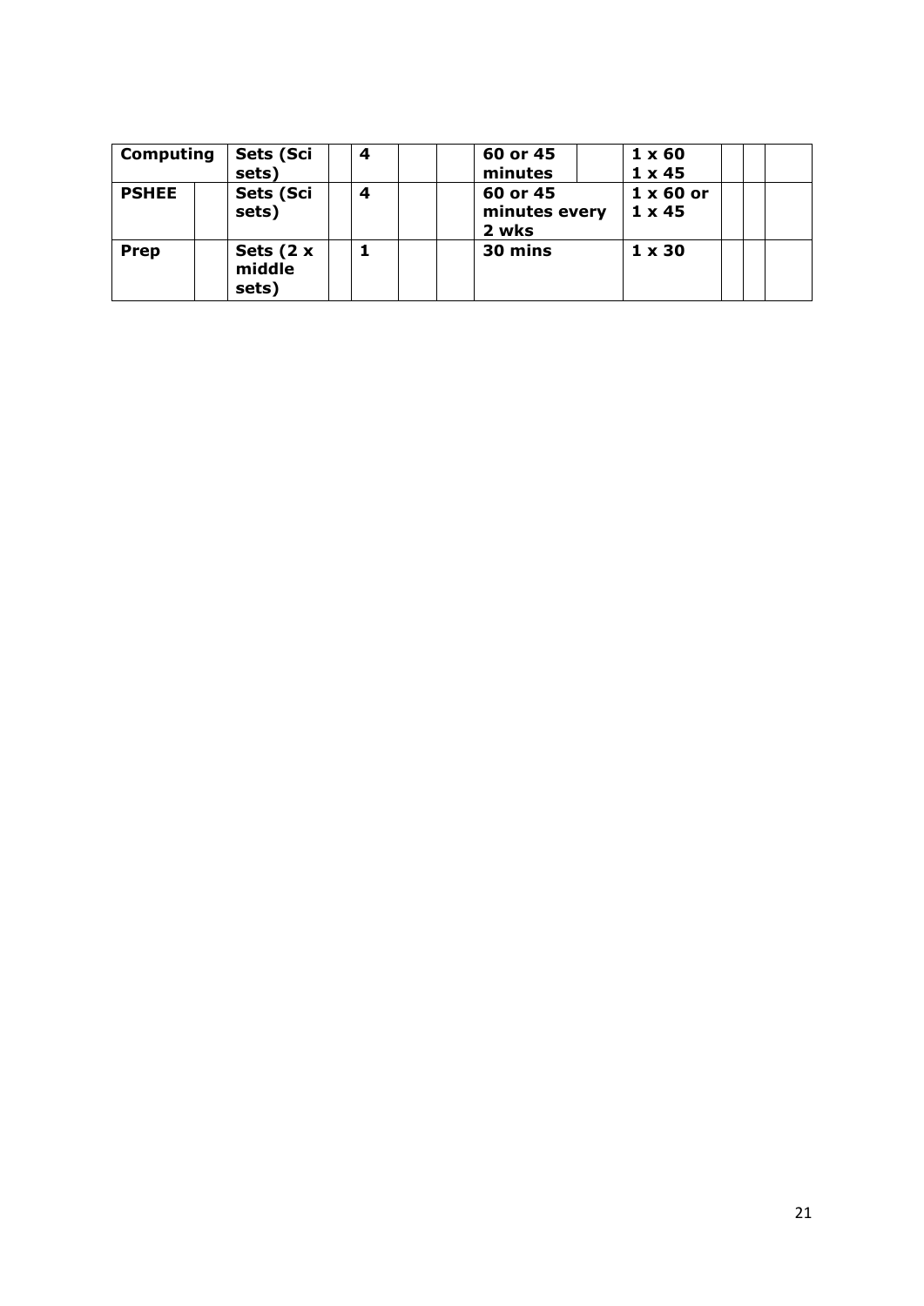| Computing | | Sets (Sci sets) | | 4 | | | 60 or 45 minutes | | 1 x 60<br>1 x 45 | | | |
|---|---|---|---|---|---|---|---|---|---|---|---|---|
| **PSHEE** | | **Sets (Sci sets)** | | **4** | | | **60 or 45 minutes every 2 wks** | | **1 x 60 or 1 x 45** | | | |
| **Prep** | | **Sets (2 x middle sets)** | | **1** | | | **30 mins** | | **1 x 30** | | | |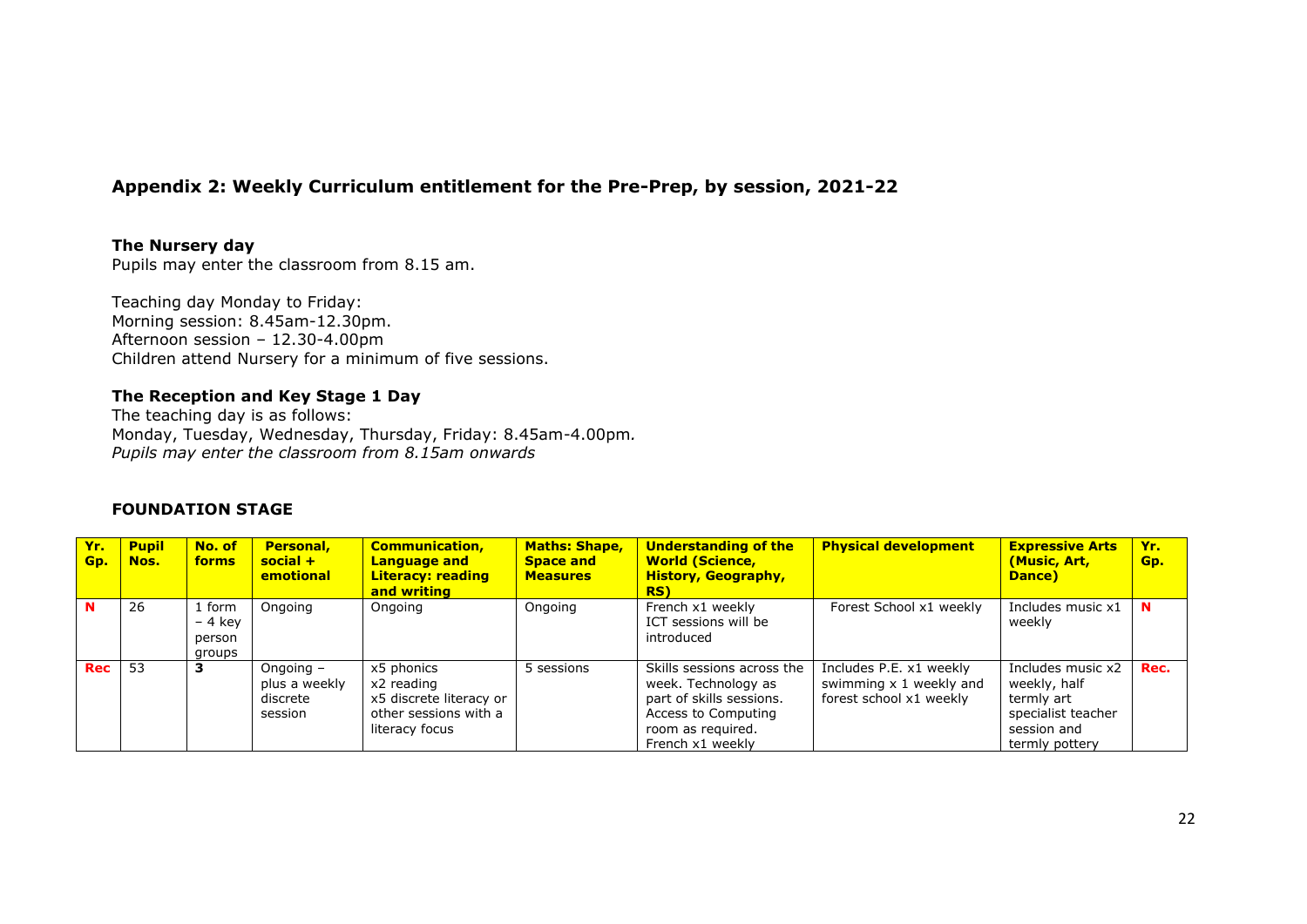## Appendix 2: Weekly Curriculum entitlement for the Pre-Prep, by session, 2021-22

**The Nursery day**
Pupils may enter the classroom from 8.15 am.

Teaching day Monday to Friday:
Morning session: 8.45am-12.30pm.
Afternoon session – 12.30-4.00pm
Children attend Nursery for a minimum of five sessions.

**The Reception and Key Stage 1 Day**
The teaching day is as follows:
Monday, Tuesday, Wednesday, Thursday, Friday: 8.45am-4.00pm.
*Pupils may enter the classroom from 8.15am onwards*

### FOUNDATION STAGE

| Yr. Gp. | Pupil Nos. | No. of forms | Personal, social + emotional | Communication, Language and Literacy: reading and writing | Maths: Shape, Space and Measures | Understanding of the World (Science, History, Geography, RS) | Physical development | Expressive Arts (Music, Art, Dance) | Yr. Gp. |
|---|---|---|---|---|---|---|---|---|---|
| **N** | 26 | 1 form – 4 key person groups | Ongoing | Ongoing | Ongoing | French x1 weekly<br>ICT sessions will be introduced | Forest School x1 weekly | Includes music x1 weekly | **N** |
| **Rec** | 53 | **3** | Ongoing – plus a weekly discrete session | x5 phonics<br>x2 reading<br>x5 discrete literacy or other sessions with a literacy focus | 5 sessions | Skills sessions across the week. Technology as part of skills sessions. Access to Computing room as required.<br>French x1 weekly | Includes P.E. x1 weekly swimming x 1 weekly and forest school x1 weekly | Includes music x2 weekly, half termly art specialist teacher session and termly pottery | **Rec.** |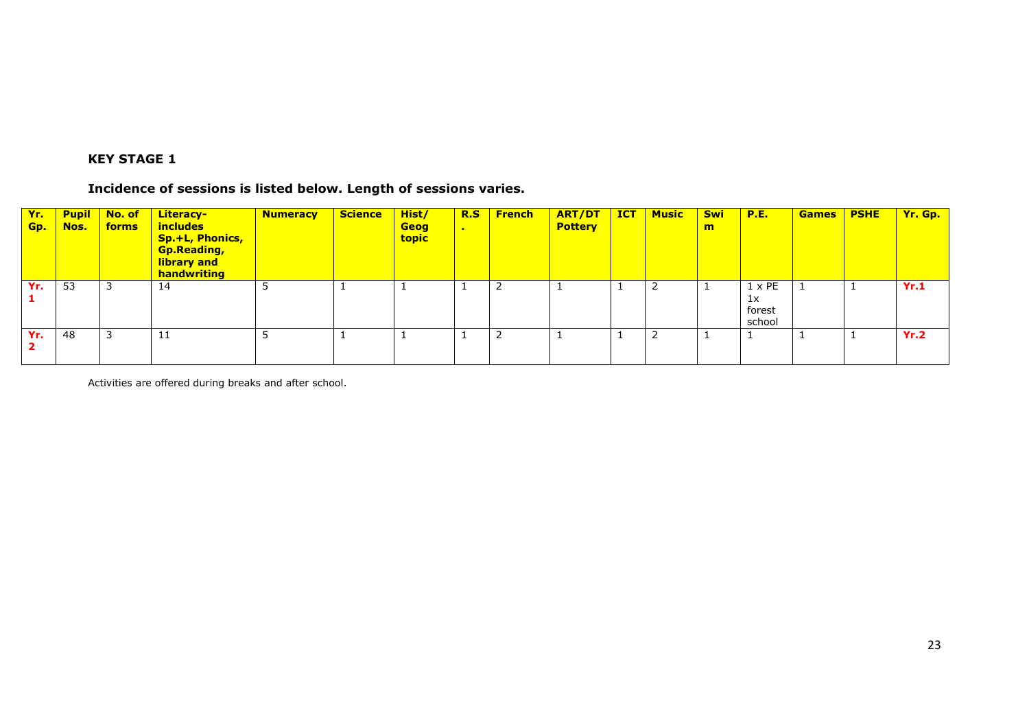**KEY STAGE 1**

**Incidence of sessions is listed below. Length of sessions varies.**

| Yr. Gp. | Pupil Nos. | No. of forms | Literacy- includes Sp.+L, Phonics, Gp.Reading, library and handwriting | Numeracy | Science | Hist/ Geog topic | R.S. | French | ART/DT Pottery | ICT | Music | Swim | P.E. | Games | PSHE | Yr. Gp. |
|---|---|---|---|---|---|---|---|---|---|---|---|---|---|---|---|---|
| Yr. 1 | 53 | 3 | 14 | 5 | 1 | 1 | 1 | 2 | 1 | 1 | 2 | 1 | 1 x PE 1x forest school | 1 | 1 | Yr.1 |
| Yr. 2 | 48 | 3 | 11 | 5 | 1 | 1 | 1 | 2 | 1 | 1 | 2 | 1 | 1 | 1 | 1 | Yr.2 |

Activities are offered during breaks and after school.